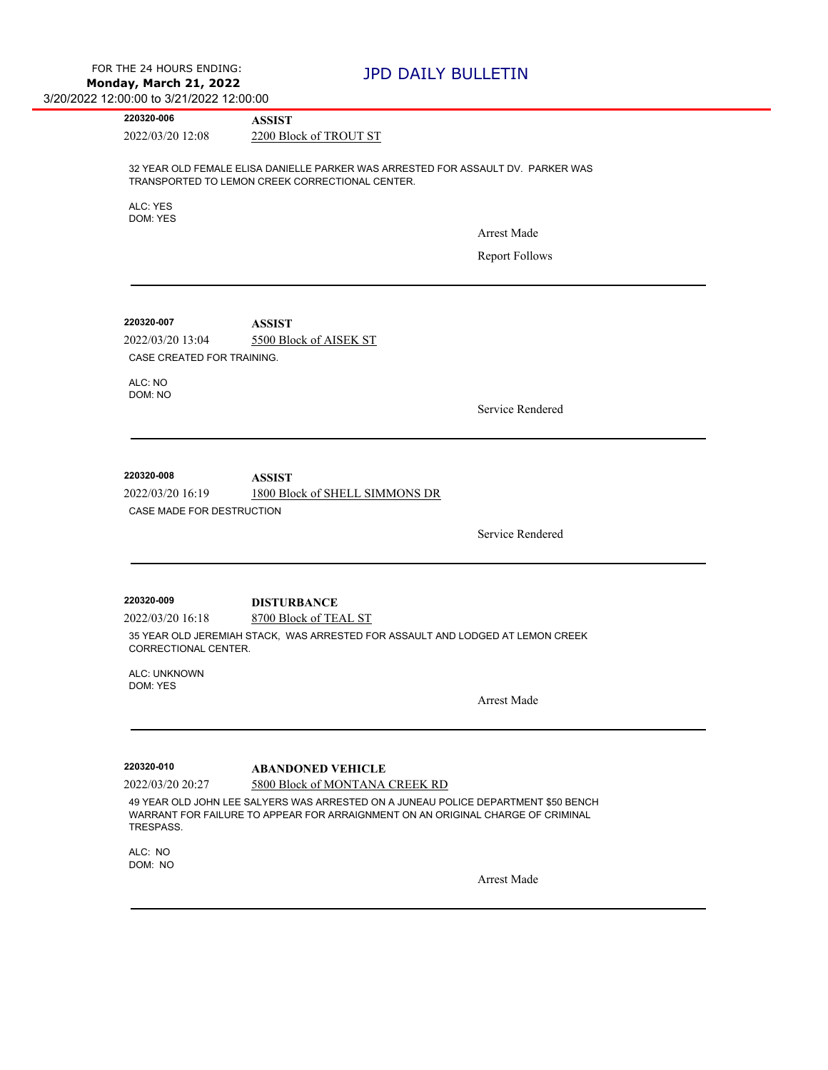FOR THE 24 HOURS ENDING:
**Monday, March 21, 2022**
3/20/2022 12:00:00 to 3/21/2022 12:00:00

# JPD DAILY BULLETIN

---

**220320-006** **ASSIST**
2022/03/20 12:08 2200 Block of TROUT ST

32 YEAR OLD FEMALE ELISA DANIELLE PARKER WAS ARRESTED FOR ASSAULT DV. PARKER WAS TRANSPORTED TO LEMON CREEK CORRECTIONAL CENTER.

ALC: YES
DOM: YES

Arrest Made

Report Follows

---

**220320-007** **ASSIST**
2022/03/20 13:04 5500 Block of AISEK ST

CASE CREATED FOR TRAINING.

ALC: NO
DOM: NO

Service Rendered

---

**220320-008** **ASSIST**
2022/03/20 16:19 1800 Block of SHELL SIMMONS DR

CASE MADE FOR DESTRUCTION

Service Rendered

---

**220320-009** **DISTURBANCE**
2022/03/20 16:18 8700 Block of TEAL ST

35 YEAR OLD JEREMIAH STACK, WAS ARRESTED FOR ASSAULT AND LODGED AT LEMON CREEK CORRECTIONAL CENTER.

ALC: UNKNOWN
DOM: YES

Arrest Made

---

**220320-010** **ABANDONED VEHICLE**
2022/03/20 20:27 5800 Block of MONTANA CREEK RD

49 YEAR OLD JOHN LEE SALYERS WAS ARRESTED ON A JUNEAU POLICE DEPARTMENT $50 BENCH WARRANT FOR FAILURE TO APPEAR FOR ARRAIGNMENT ON AN ORIGINAL CHARGE OF CRIMINAL TRESPASS.

ALC: NO
DOM: NO

Arrest Made

---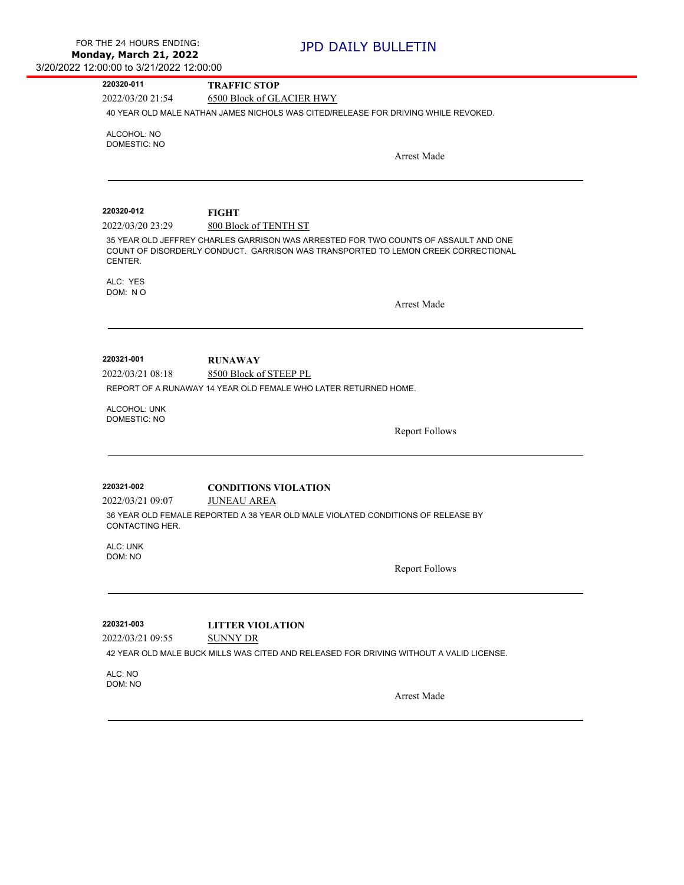FOR THE 24 HOURS ENDING:
**Monday, March 21, 2022**
3/20/2022 12:00:00 to 3/21/2022 12:00:00

# JPD DAILY BULLETIN

**220320-011** **TRAFFIC STOP**

2022/03/20 21:54 6500 Block of GLACIER HWY

40 YEAR OLD MALE NATHAN JAMES NICHOLS WAS CITED/RELEASE FOR DRIVING WHILE REVOKED.

ALCOHOL: NO
DOMESTIC: NO

Arrest Made

---

**220320-012** **FIGHT**

2022/03/20 23:29 800 Block of TENTH ST

35 YEAR OLD JEFFREY CHARLES GARRISON WAS ARRESTED FOR TWO COUNTS OF ASSAULT AND ONE COUNT OF DISORDERLY CONDUCT. GARRISON WAS TRANSPORTED TO LEMON CREEK CORRECTIONAL CENTER.

ALC: YES
DOM: N O

Arrest Made

---

**220321-001** **RUNAWAY**

2022/03/21 08:18 8500 Block of STEEP PL

REPORT OF A RUNAWAY 14 YEAR OLD FEMALE WHO LATER RETURNED HOME.

ALCOHOL: UNK
DOMESTIC: NO

Report Follows

---

**220321-002** **CONDITIONS VIOLATION**

2022/03/21 09:07 JUNEAU AREA

36 YEAR OLD FEMALE REPORTED A 38 YEAR OLD MALE VIOLATED CONDITIONS OF RELEASE BY CONTACTING HER.

ALC: UNK
DOM: NO

Report Follows

---

**220321-003** **LITTER VIOLATION**

2022/03/21 09:55 SUNNY DR

42 YEAR OLD MALE BUCK MILLS WAS CITED AND RELEASED FOR DRIVING WITHOUT A VALID LICENSE.

ALC: NO
DOM: NO

Arrest Made

---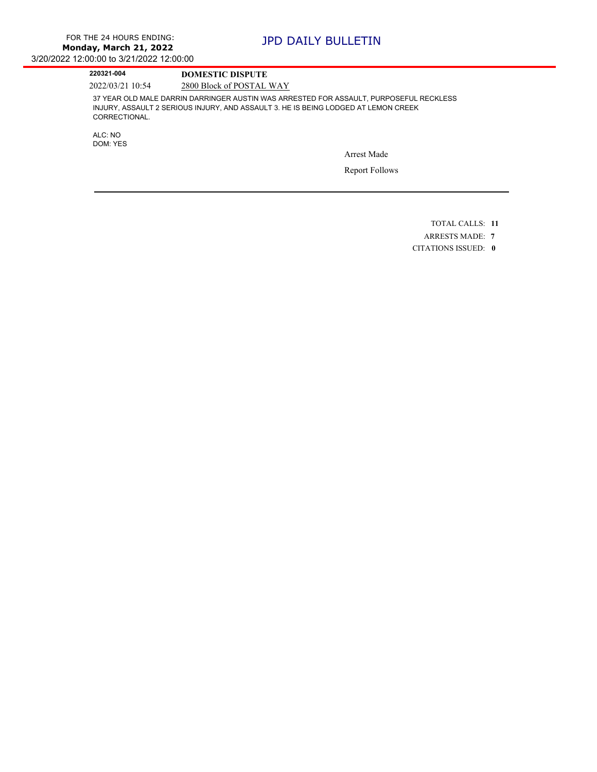**220321-004**

**DOMESTIC DISPUTE**

2022/03/21 10:54

2800 Block of POSTAL WAY

37 YEAR OLD MALE DARRIN DARRINGER AUSTIN WAS ARRESTED FOR ASSAULT, PURPOSEFUL RECKLESS INJURY, ASSAULT 2 SERIOUS INJURY, AND ASSAULT 3. HE IS BEING LODGED AT LEMON CREEK CORRECTIONAL.

ALC: NO
DOM: YES

Arrest Made

Report Follows

---

TOTAL CALLS: **11**

ARRESTS MADE: **7**

CITATIONS ISSUED: **0**